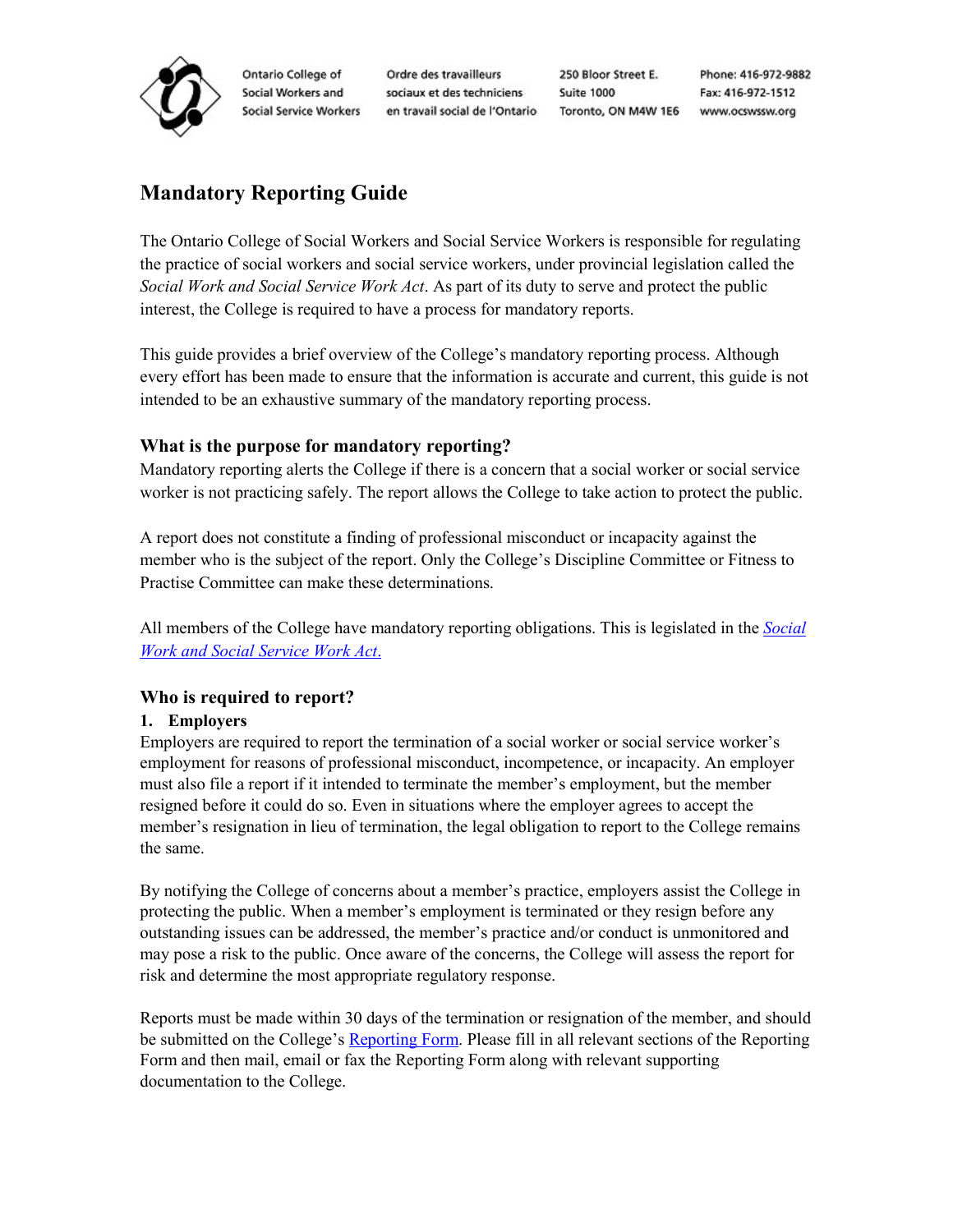Ontario College of Social Workers and Social Service Workers
Ordre des travailleurs sociaux et des techniciens en travail social de l'Ontario
250 Bloor Street E. Suite 1000 Toronto, ON M4W 1E6
Phone: 416-972-9882 Fax: 416-972-1512 www.ocswssw.org

# Mandatory Reporting Guide

The Ontario College of Social Workers and Social Service Workers is responsible for regulating the practice of social workers and social service workers, under provincial legislation called the *Social Work and Social Service Work Act*. As part of its duty to serve and protect the public interest, the College is required to have a process for mandatory reports.

This guide provides a brief overview of the College's mandatory reporting process. Although every effort has been made to ensure that the information is accurate and current, this guide is not intended to be an exhaustive summary of the mandatory reporting process.

## What is the purpose for mandatory reporting?

Mandatory reporting alerts the College if there is a concern that a social worker or social service worker is not practicing safely. The report allows the College to take action to protect the public.

A report does not constitute a finding of professional misconduct or incapacity against the member who is the subject of the report. Only the College's Discipline Committee or Fitness to Practise Committee can make these determinations.

All members of the College have mandatory reporting obligations. This is legislated in the *Social Work and Social Service Work Act*.

## Who is required to report?

### 1. Employers

Employers are required to report the termination of a social worker or social service worker's employment for reasons of professional misconduct, incompetence, or incapacity. An employer must also file a report if it intended to terminate the member's employment, but the member resigned before it could do so. Even in situations where the employer agrees to accept the member's resignation in lieu of termination, the legal obligation to report to the College remains the same.

By notifying the College of concerns about a member's practice, employers assist the College in protecting the public. When a member's employment is terminated or they resign before any outstanding issues can be addressed, the member's practice and/or conduct is unmonitored and may pose a risk to the public. Once aware of the concerns, the College will assess the report for risk and determine the most appropriate regulatory response.

Reports must be made within 30 days of the termination or resignation of the member, and should be submitted on the College's Reporting Form. Please fill in all relevant sections of the Reporting Form and then mail, email or fax the Reporting Form along with relevant supporting documentation to the College.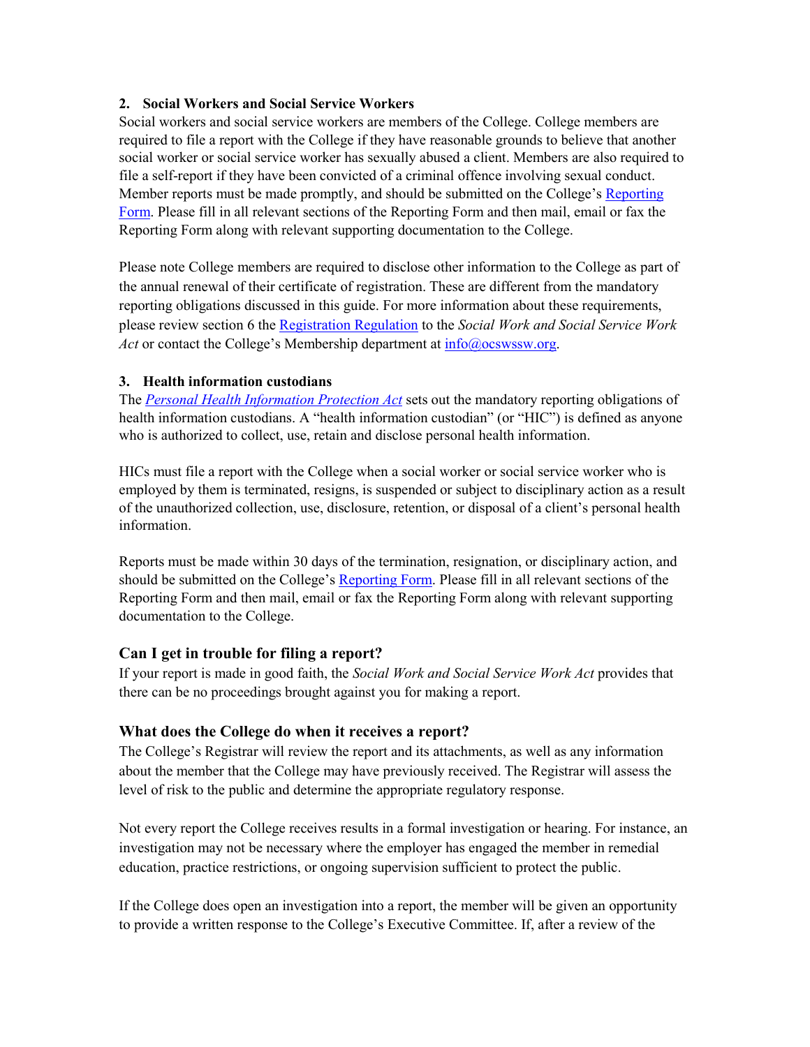### 2. Social Workers and Social Service Workers

Social workers and social service workers are members of the College. College members are required to file a report with the College if they have reasonable grounds to believe that another social worker or social service worker has sexually abused a client. Members are also required to file a self-report if they have been convicted of a criminal offence involving sexual conduct. Member reports must be made promptly, and should be submitted on the College's Reporting Form. Please fill in all relevant sections of the Reporting Form and then mail, email or fax the Reporting Form along with relevant supporting documentation to the College.

Please note College members are required to disclose other information to the College as part of the annual renewal of their certificate of registration. These are different from the mandatory reporting obligations discussed in this guide. For more information about these requirements, please review section 6 the Registration Regulation to the *Social Work and Social Service Work Act* or contact the College's Membership department at info@ocswssw.org.

### 3. Health information custodians

The *Personal Health Information Protection Act* sets out the mandatory reporting obligations of health information custodians. A "health information custodian" (or "HIC") is defined as anyone who is authorized to collect, use, retain and disclose personal health information.

HICs must file a report with the College when a social worker or social service worker who is employed by them is terminated, resigns, is suspended or subject to disciplinary action as a result of the unauthorized collection, use, disclosure, retention, or disposal of a client's personal health information.

Reports must be made within 30 days of the termination, resignation, or disciplinary action, and should be submitted on the College's Reporting Form. Please fill in all relevant sections of the Reporting Form and then mail, email or fax the Reporting Form along with relevant supporting documentation to the College.

## Can I get in trouble for filing a report?

If your report is made in good faith, the *Social Work and Social Service Work Act* provides that there can be no proceedings brought against you for making a report.

## What does the College do when it receives a report?

The College's Registrar will review the report and its attachments, as well as any information about the member that the College may have previously received. The Registrar will assess the level of risk to the public and determine the appropriate regulatory response.

Not every report the College receives results in a formal investigation or hearing. For instance, an investigation may not be necessary where the employer has engaged the member in remedial education, practice restrictions, or ongoing supervision sufficient to protect the public.

If the College does open an investigation into a report, the member will be given an opportunity to provide a written response to the College's Executive Committee. If, after a review of the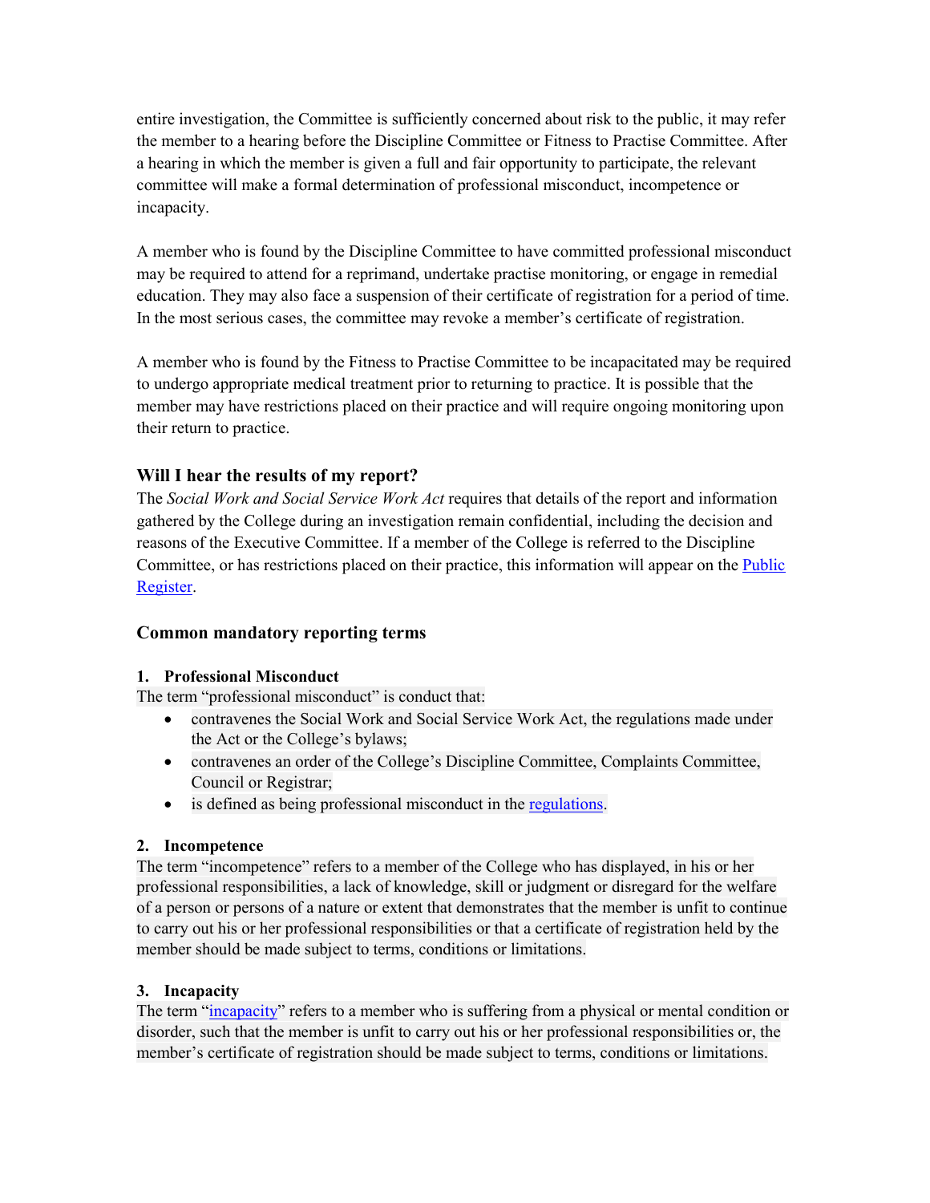entire investigation, the Committee is sufficiently concerned about risk to the public, it may refer the member to a hearing before the Discipline Committee or Fitness to Practise Committee. After a hearing in which the member is given a full and fair opportunity to participate, the relevant committee will make a formal determination of professional misconduct, incompetence or incapacity.

A member who is found by the Discipline Committee to have committed professional misconduct may be required to attend for a reprimand, undertake practise monitoring, or engage in remedial education. They may also face a suspension of their certificate of registration for a period of time. In the most serious cases, the committee may revoke a member's certificate of registration.

A member who is found by the Fitness to Practise Committee to be incapacitated may be required to undergo appropriate medical treatment prior to returning to practice. It is possible that the member may have restrictions placed on their practice and will require ongoing monitoring upon their return to practice.

### Will I hear the results of my report?

The *Social Work and Social Service Work Act* requires that details of the report and information gathered by the College during an investigation remain confidential, including the decision and reasons of the Executive Committee. If a member of the College is referred to the Discipline Committee, or has restrictions placed on their practice, this information will appear on the [Public Register](#).

### Common mandatory reporting terms

**1. Professional Misconduct**

The term "professional misconduct" is conduct that:

- contravenes the Social Work and Social Service Work Act, the regulations made under the Act or the College's bylaws;
- contravenes an order of the College's Discipline Committee, Complaints Committee, Council or Registrar;
- is defined as being professional misconduct in the [regulations](#).

**2. Incompetence**

The term "incompetence" refers to a member of the College who has displayed, in his or her professional responsibilities, a lack of knowledge, skill or judgment or disregard for the welfare of a person or persons of a nature or extent that demonstrates that the member is unfit to continue to carry out his or her professional responsibilities or that a certificate of registration held by the member should be made subject to terms, conditions or limitations.

**3. Incapacity**

The term "[incapacity](#)" refers to a member who is suffering from a physical or mental condition or disorder, such that the member is unfit to carry out his or her professional responsibilities or, the member's certificate of registration should be made subject to terms, conditions or limitations.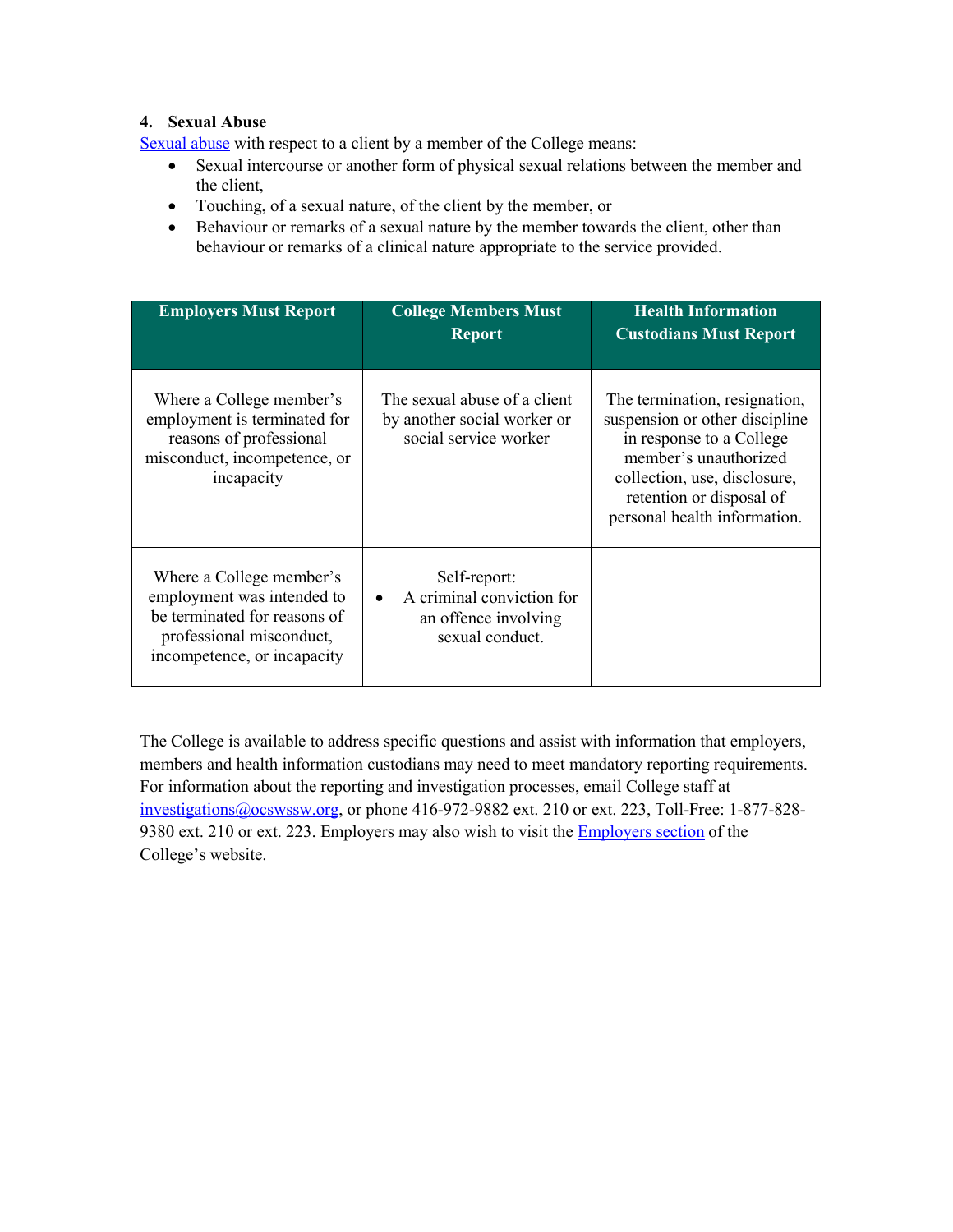### 4. Sexual Abuse

[Sexual abuse](#) with respect to a client by a member of the College means:

- Sexual intercourse or another form of physical sexual relations between the member and the client,
- Touching, of a sexual nature, of the client by the member, or
- Behaviour or remarks of a sexual nature by the member towards the client, other than behaviour or remarks of a clinical nature appropriate to the service provided.

| Employers Must Report | College Members Must Report | Health Information Custodians Must Report |
|---|---|---|
| Where a College member's employment is terminated for reasons of professional misconduct, incompetence, or incapacity | The sexual abuse of a client by another social worker or social service worker | The termination, resignation, suspension or other discipline in response to a College member's unauthorized collection, use, disclosure, retention or disposal of personal health information. |
| Where a College member's employment was intended to be terminated for reasons of professional misconduct, incompetence, or incapacity | Self-report:<br>• A criminal conviction for an offence involving sexual conduct. | |

The College is available to address specific questions and assist with information that employers, members and health information custodians may need to meet mandatory reporting requirements. For information about the reporting and investigation processes, email College staff at investigations@ocswssw.org, or phone 416-972-9882 ext. 210 or ext. 223, Toll-Free: 1-877-828-9380 ext. 210 or ext. 223. Employers may also wish to visit the [Employers section](#) of the College's website.